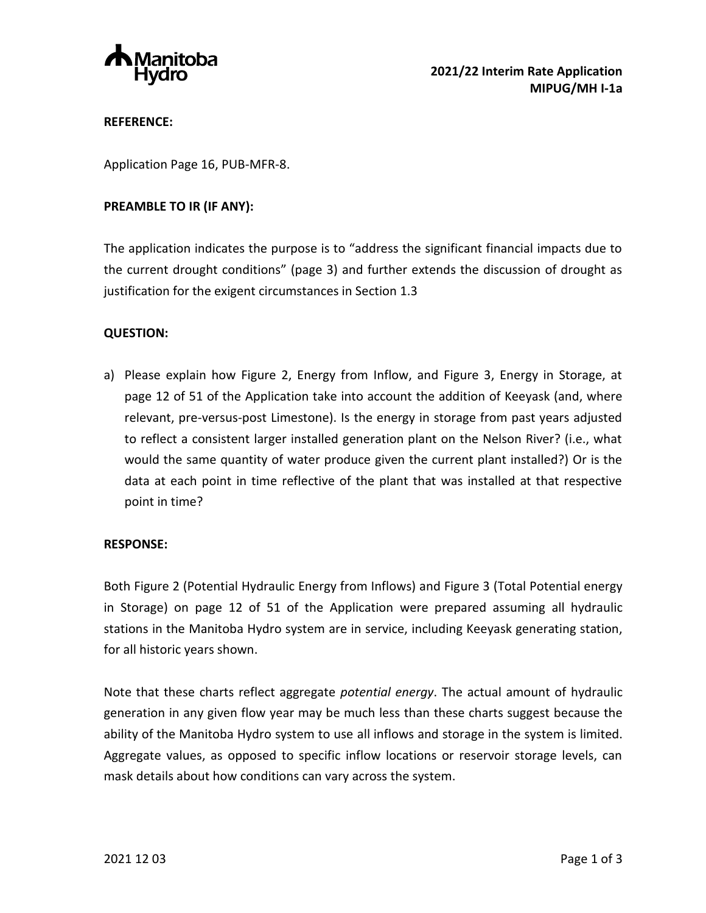**2021/22 Interim Rate Application**
**MIPUG/MH I-1a**

**REFERENCE:**

Application Page 16, PUB-MFR-8.

**PREAMBLE TO IR (IF ANY):**

The application indicates the purpose is to "address the significant financial impacts due to the current drought conditions" (page 3) and further extends the discussion of drought as justification for the exigent circumstances in Section 1.3

**QUESTION:**

a) Please explain how Figure 2, Energy from Inflow, and Figure 3, Energy in Storage, at page 12 of 51 of the Application take into account the addition of Keeyask (and, where relevant, pre-versus-post Limestone). Is the energy in storage from past years adjusted to reflect a consistent larger installed generation plant on the Nelson River? (i.e., what would the same quantity of water produce given the current plant installed?) Or is the data at each point in time reflective of the plant that was installed at that respective point in time?

**RESPONSE:**

Both Figure 2 (Potential Hydraulic Energy from Inflows) and Figure 3 (Total Potential energy in Storage) on page 12 of 51 of the Application were prepared assuming all hydraulic stations in the Manitoba Hydro system are in service, including Keeyask generating station, for all historic years shown.

Note that these charts reflect aggregate *potential energy*. The actual amount of hydraulic generation in any given flow year may be much less than these charts suggest because the ability of the Manitoba Hydro system to use all inflows and storage in the system is limited. Aggregate values, as opposed to specific inflow locations or reservoir storage levels, can mask details about how conditions can vary across the system.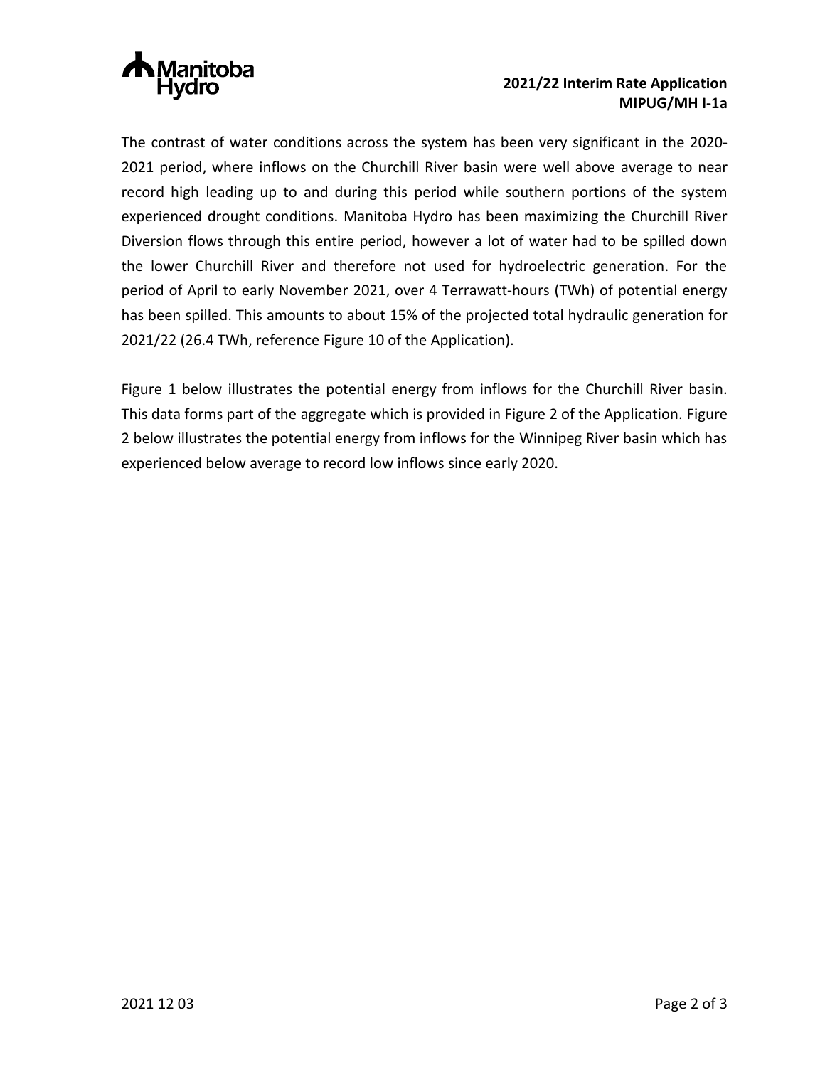The contrast of water conditions across the system has been very significant in the 2020-2021 period, where inflows on the Churchill River basin were well above average to near record high leading up to and during this period while southern portions of the system experienced drought conditions. Manitoba Hydro has been maximizing the Churchill River Diversion flows through this entire period, however a lot of water had to be spilled down the lower Churchill River and therefore not used for hydroelectric generation. For the period of April to early November 2021, over 4 Terrawatt-hours (TWh) of potential energy has been spilled. This amounts to about 15% of the projected total hydraulic generation for 2021/22 (26.4 TWh, reference Figure 10 of the Application).

Figure 1 below illustrates the potential energy from inflows for the Churchill River basin. This data forms part of the aggregate which is provided in Figure 2 of the Application. Figure 2 below illustrates the potential energy from inflows for the Winnipeg River basin which has experienced below average to record low inflows since early 2020.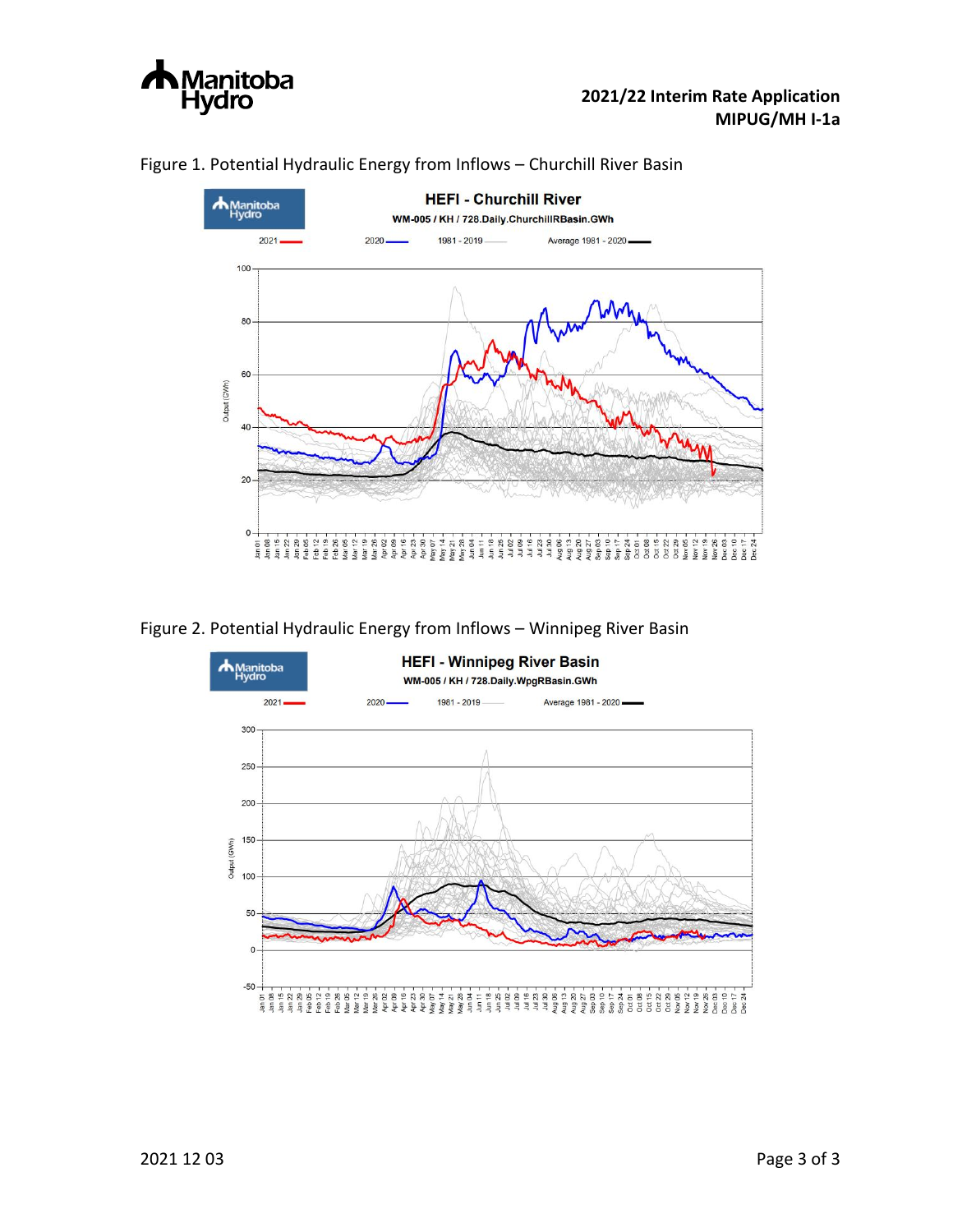Figure 1. Potential Hydraulic Energy from Inflows – Churchill River Basin

Figure 2. Potential Hydraulic Energy from Inflows – Winnipeg River Basin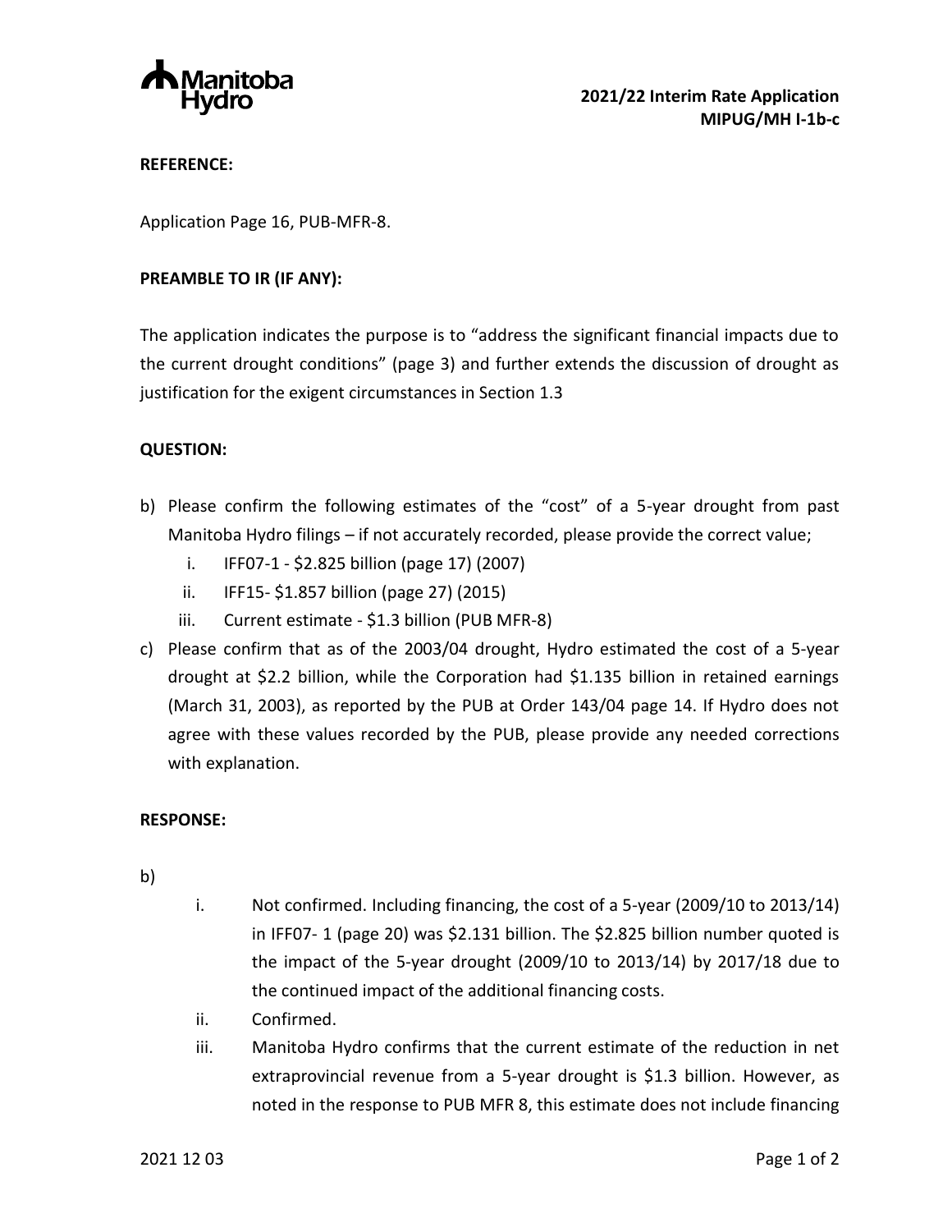**REFERENCE:**

Application Page 16, PUB-MFR-8.

**PREAMBLE TO IR (IF ANY):**

The application indicates the purpose is to "address the significant financial impacts due to the current drought conditions" (page 3) and further extends the discussion of drought as justification for the exigent circumstances in Section 1.3

**QUESTION:**

b) Please confirm the following estimates of the "cost" of a 5-year drought from past Manitoba Hydro filings – if not accurately recorded, please provide the correct value;
   i. IFF07-1 - $2.825 billion (page 17) (2007)
   ii. IFF15- $1.857 billion (page 27) (2015)
   iii. Current estimate - $1.3 billion (PUB MFR-8)

c) Please confirm that as of the 2003/04 drought, Hydro estimated the cost of a 5-year drought at $2.2 billion, while the Corporation had $1.135 billion in retained earnings (March 31, 2003), as reported by the PUB at Order 143/04 page 14. If Hydro does not agree with these values recorded by the PUB, please provide any needed corrections with explanation.

**RESPONSE:**

b)

i. Not confirmed. Including financing, the cost of a 5-year (2009/10 to 2013/14) in IFF07- 1 (page 20) was $2.131 billion. The $2.825 billion number quoted is the impact of the 5-year drought (2009/10 to 2013/14) by 2017/18 due to the continued impact of the additional financing costs.

ii. Confirmed.

iii. Manitoba Hydro confirms that the current estimate of the reduction in net extraprovincial revenue from a 5-year drought is $1.3 billion. However, as noted in the response to PUB MFR 8, this estimate does not include financing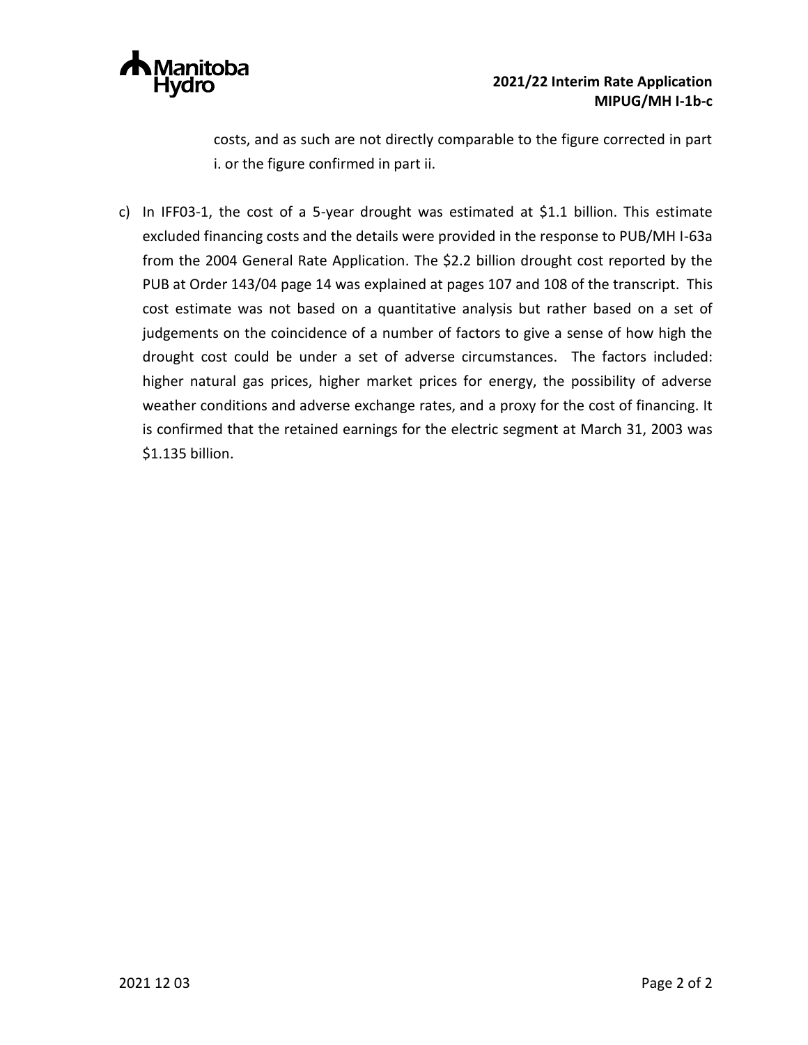costs, and as such are not directly comparable to the figure corrected in part i. or the figure confirmed in part ii.

c) In IFF03-1, the cost of a 5-year drought was estimated at $1.1 billion. This estimate excluded financing costs and the details were provided in the response to PUB/MH I-63a from the 2004 General Rate Application. The $2.2 billion drought cost reported by the PUB at Order 143/04 page 14 was explained at pages 107 and 108 of the transcript. This cost estimate was not based on a quantitative analysis but rather based on a set of judgements on the coincidence of a number of factors to give a sense of how high the drought cost could be under a set of adverse circumstances. The factors included: higher natural gas prices, higher market prices for energy, the possibility of adverse weather conditions and adverse exchange rates, and a proxy for the cost of financing. It is confirmed that the retained earnings for the electric segment at March 31, 2003 was $1.135 billion.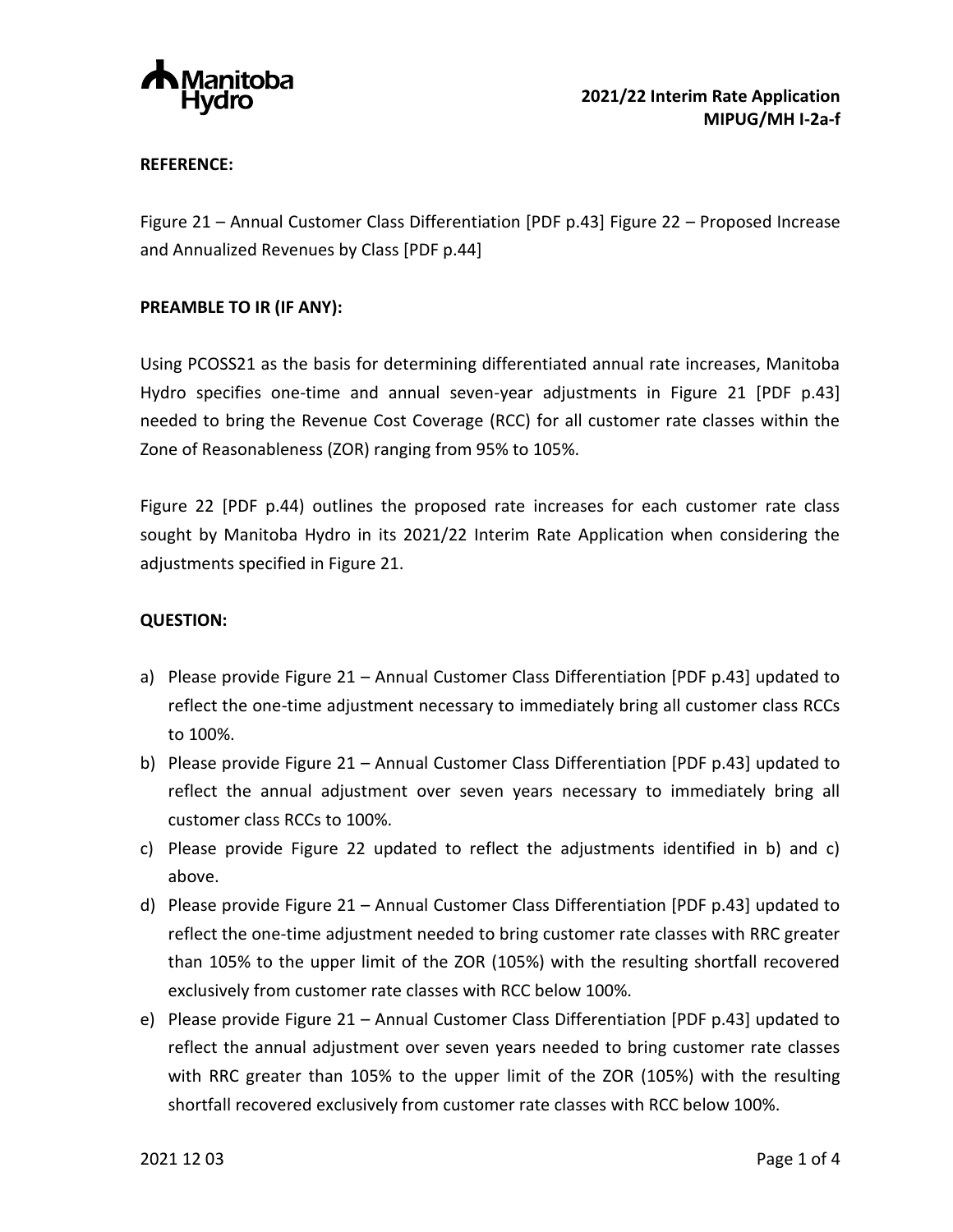**REFERENCE:**

Figure 21 – Annual Customer Class Differentiation [PDF p.43] Figure 22 – Proposed Increase and Annualized Revenues by Class [PDF p.44]

**PREAMBLE TO IR (IF ANY):**

Using PCOSS21 as the basis for determining differentiated annual rate increases, Manitoba Hydro specifies one-time and annual seven-year adjustments in Figure 21 [PDF p.43] needed to bring the Revenue Cost Coverage (RCC) for all customer rate classes within the Zone of Reasonableness (ZOR) ranging from 95% to 105%.

Figure 22 [PDF p.44) outlines the proposed rate increases for each customer rate class sought by Manitoba Hydro in its 2021/22 Interim Rate Application when considering the adjustments specified in Figure 21.

**QUESTION:**

a) Please provide Figure 21 – Annual Customer Class Differentiation [PDF p.43] updated to reflect the one-time adjustment necessary to immediately bring all customer class RCCs to 100%.
b) Please provide Figure 21 – Annual Customer Class Differentiation [PDF p.43] updated to reflect the annual adjustment over seven years necessary to immediately bring all customer class RCCs to 100%.
c) Please provide Figure 22 updated to reflect the adjustments identified in b) and c) above.
d) Please provide Figure 21 – Annual Customer Class Differentiation [PDF p.43] updated to reflect the one-time adjustment needed to bring customer rate classes with RRC greater than 105% to the upper limit of the ZOR (105%) with the resulting shortfall recovered exclusively from customer rate classes with RCC below 100%.
e) Please provide Figure 21 – Annual Customer Class Differentiation [PDF p.43] updated to reflect the annual adjustment over seven years needed to bring customer rate classes with RRC greater than 105% to the upper limit of the ZOR (105%) with the resulting shortfall recovered exclusively from customer rate classes with RCC below 100%.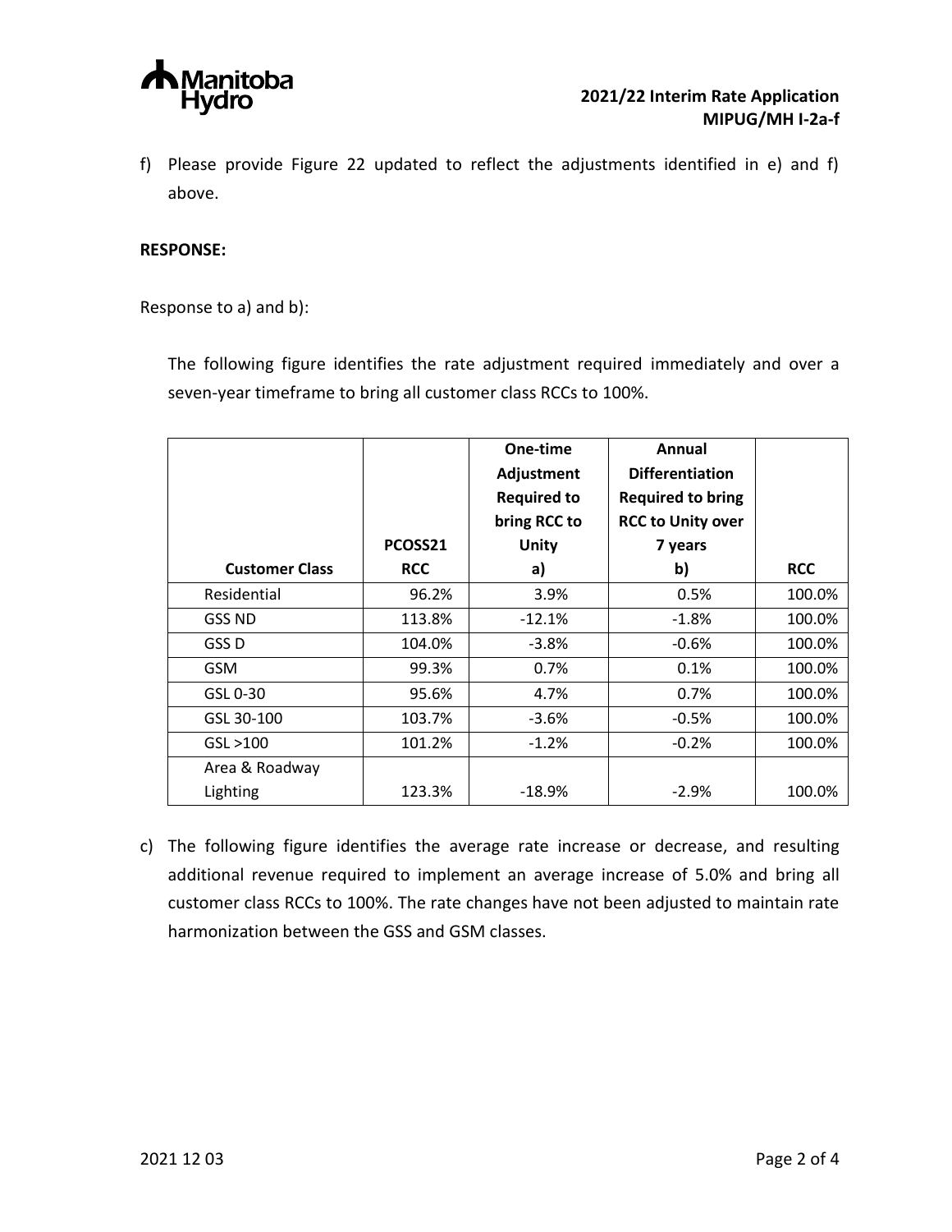f) Please provide Figure 22 updated to reflect the adjustments identified in e) and f) above.

**RESPONSE:**

Response to a) and b):

The following figure identifies the rate adjustment required immediately and over a seven-year timeframe to bring all customer class RCCs to 100%.

| Customer Class | PCOSS21 RCC | One-time Adjustment Required to bring RCC to Unity a) | Annual Differentiation Required to bring RCC to Unity over 7 years b) | RCC |
|---|---|---|---|---|
| Residential | 96.2% | 3.9% | 0.5% | 100.0% |
| GSS ND | 113.8% | -12.1% | -1.8% | 100.0% |
| GSS D | 104.0% | -3.8% | -0.6% | 100.0% |
| GSM | 99.3% | 0.7% | 0.1% | 100.0% |
| GSL 0-30 | 95.6% | 4.7% | 0.7% | 100.0% |
| GSL 30-100 | 103.7% | -3.6% | -0.5% | 100.0% |
| GSL >100 | 101.2% | -1.2% | -0.2% | 100.0% |
| Area & Roadway Lighting | 123.3% | -18.9% | -2.9% | 100.0% |

c) The following figure identifies the average rate increase or decrease, and resulting additional revenue required to implement an average increase of 5.0% and bring all customer class RCCs to 100%. The rate changes have not been adjusted to maintain rate harmonization between the GSS and GSM classes.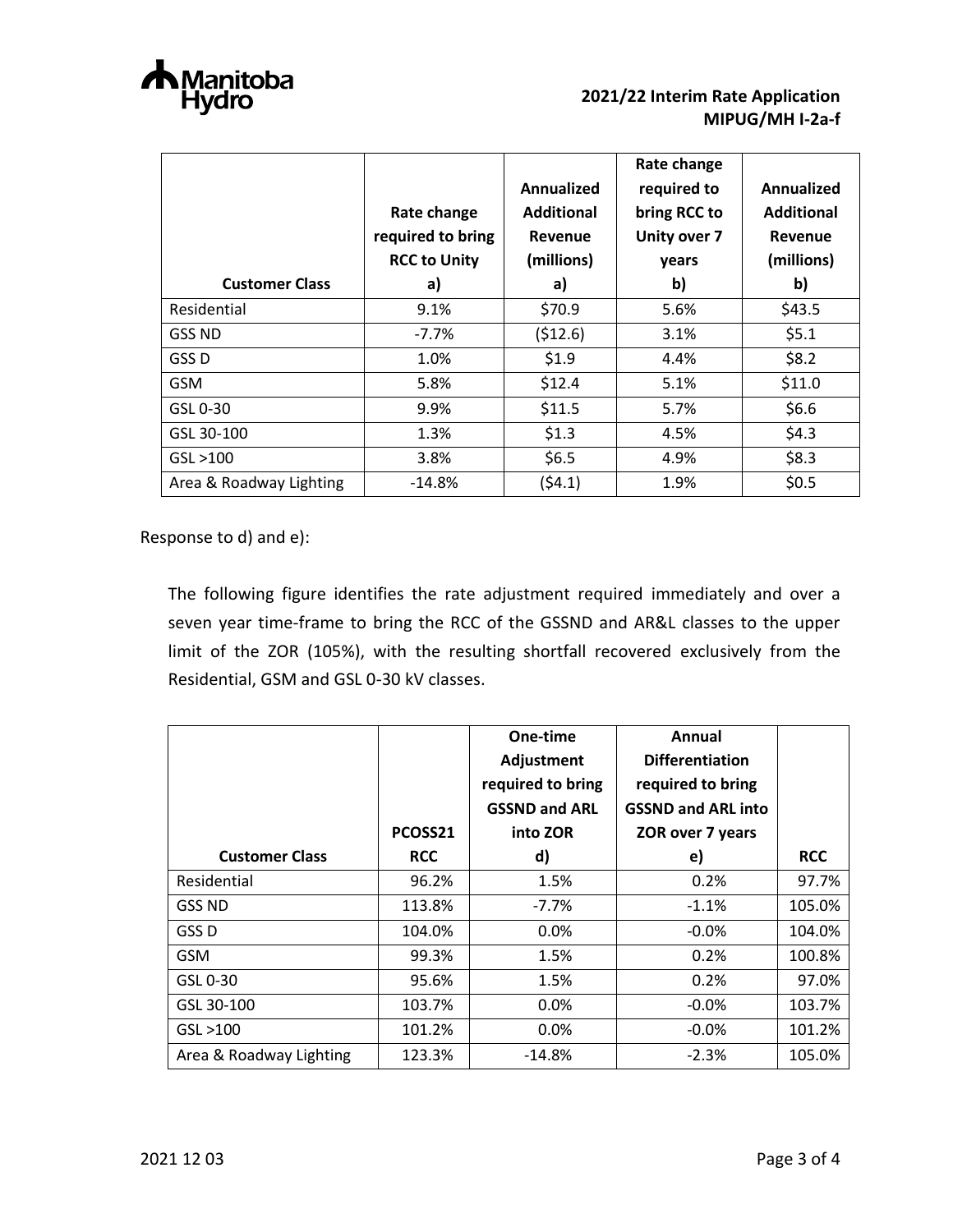| Customer Class | Rate change required to bring RCC to Unity a) | Annualized Additional Revenue (millions) a) | Rate change required to bring RCC to Unity over 7 years b) | Annualized Additional Revenue (millions) b) |
|---|---|---|---|---|
| Residential | 9.1% | $70.9 | 5.6% | $43.5 |
| GSS ND | -7.7% | ($12.6) | 3.1% | $5.1 |
| GSS D | 1.0% | $1.9 | 4.4% | $8.2 |
| GSM | 5.8% | $12.4 | 5.1% | $11.0 |
| GSL 0-30 | 9.9% | $11.5 | 5.7% | $6.6 |
| GSL 30-100 | 1.3% | $1.3 | 4.5% | $4.3 |
| GSL >100 | 3.8% | $6.5 | 4.9% | $8.3 |
| Area & Roadway Lighting | -14.8% | ($4.1) | 1.9% | $0.5 |

Response to d) and e):

The following figure identifies the rate adjustment required immediately and over a seven year time-frame to bring the RCC of the GSSND and AR&L classes to the upper limit of the ZOR (105%), with the resulting shortfall recovered exclusively from the Residential, GSM and GSL 0-30 kV classes.

| Customer Class | PCOSS21 RCC | One-time Adjustment required to bring GSSND and ARL into ZOR d) | Annual Differentiation required to bring GSSND and ARL into ZOR over 7 years e) | RCC |
|---|---|---|---|---|
| Residential | 96.2% | 1.5% | 0.2% | 97.7% |
| GSS ND | 113.8% | -7.7% | -1.1% | 105.0% |
| GSS D | 104.0% | 0.0% | -0.0% | 104.0% |
| GSM | 99.3% | 1.5% | 0.2% | 100.8% |
| GSL 0-30 | 95.6% | 1.5% | 0.2% | 97.0% |
| GSL 30-100 | 103.7% | 0.0% | -0.0% | 103.7% |
| GSL >100 | 101.2% | 0.0% | -0.0% | 101.2% |
| Area & Roadway Lighting | 123.3% | -14.8% | -2.3% | 105.0% |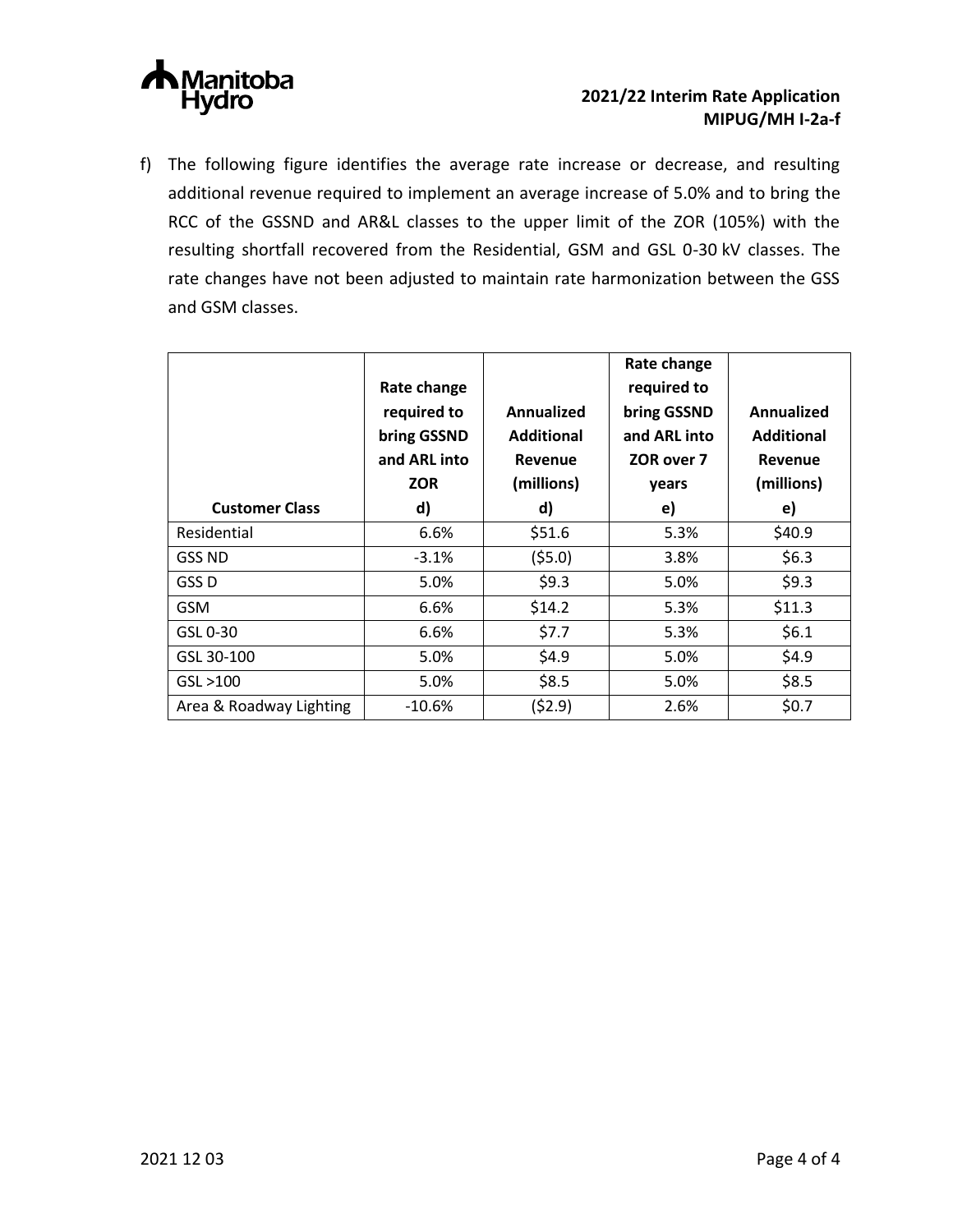f) The following figure identifies the average rate increase or decrease, and resulting additional revenue required to implement an average increase of 5.0% and to bring the RCC of the GSSND and AR&L classes to the upper limit of the ZOR (105%) with the resulting shortfall recovered from the Residential, GSM and GSL 0-30 kV classes. The rate changes have not been adjusted to maintain rate harmonization between the GSS and GSM classes.

| Customer Class | Rate change required to bring GSSND and ARL into ZOR d) | Annualized Additional Revenue (millions) d) | Rate change required to bring GSSND and ARL into ZOR over 7 years e) | Annualized Additional Revenue (millions) e) |
|---|---|---|---|---|
| Residential | 6.6% | $51.6 | 5.3% | $40.9 |
| GSS ND | -3.1% | ($5.0) | 3.8% | $6.3 |
| GSS D | 5.0% | $9.3 | 5.0% | $9.3 |
| GSM | 6.6% | $14.2 | 5.3% | $11.3 |
| GSL 0-30 | 6.6% | $7.7 | 5.3% | $6.1 |
| GSL 30-100 | 5.0% | $4.9 | 5.0% | $4.9 |
| GSL >100 | 5.0% | $8.5 | 5.0% | $8.5 |
| Area & Roadway Lighting | -10.6% | ($2.9) | 2.6% | $0.7 |